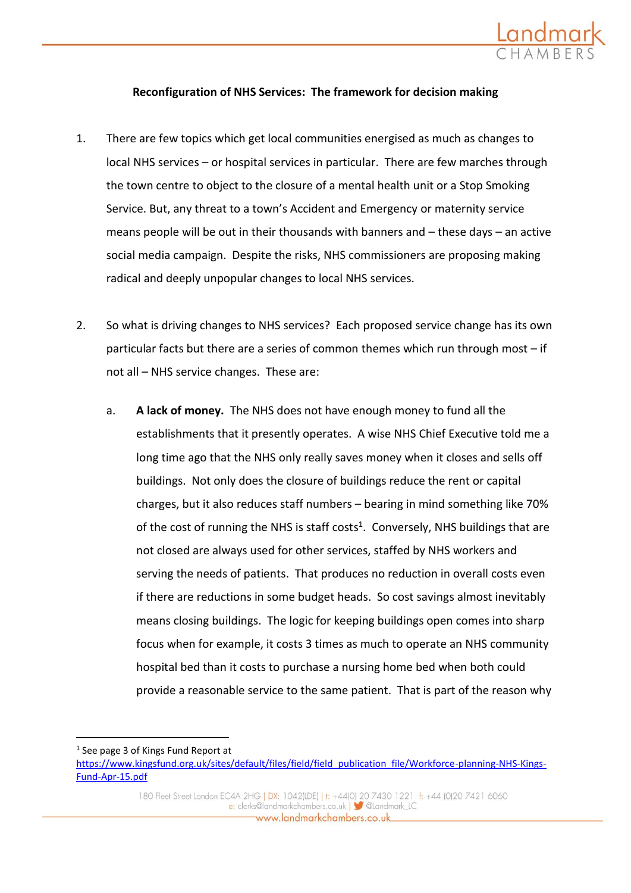**Reconfiguration of NHS Services: The framework for decision making**

1. There are few topics which get local communities energised as much as changes to local NHS services – or hospital services in particular. There are few marches through the town centre to object to the closure of a mental health unit or a Stop Smoking Service. But, any threat to a town's Accident and Emergency or maternity service means people will be out in their thousands with banners and – these days – an active social media campaign. Despite the risks, NHS commissioners are proposing making radical and deeply unpopular changes to local NHS services.

2. So what is driving changes to NHS services? Each proposed service change has its own particular facts but there are a series of common themes which run through most – if not all – NHS service changes. These are:

    a. **A lack of money.** The NHS does not have enough money to fund all the establishments that it presently operates. A wise NHS Chief Executive told me a long time ago that the NHS only really saves money when it closes and sells off buildings. Not only does the closure of buildings reduce the rent or capital charges, but it also reduces staff numbers – bearing in mind something like 70% of the cost of running the NHS is staff costs[1]. Conversely, NHS buildings that are not closed are always used for other services, staffed by NHS workers and serving the needs of patients. That produces no reduction in overall costs even if there are reductions in some budget heads. So cost savings almost inevitably means closing buildings. The logic for keeping buildings open comes into sharp focus when for example, it costs 3 times as much to operate an NHS community hospital bed than it costs to purchase a nursing home bed when both could provide a reasonable service to the same patient. That is part of the reason why

[1] See page 3 of Kings Fund Report at https://www.kingsfund.org.uk/sites/default/files/field/field_publication_file/Workforce-planning-NHS-Kings-Fund-Apr-15.pdf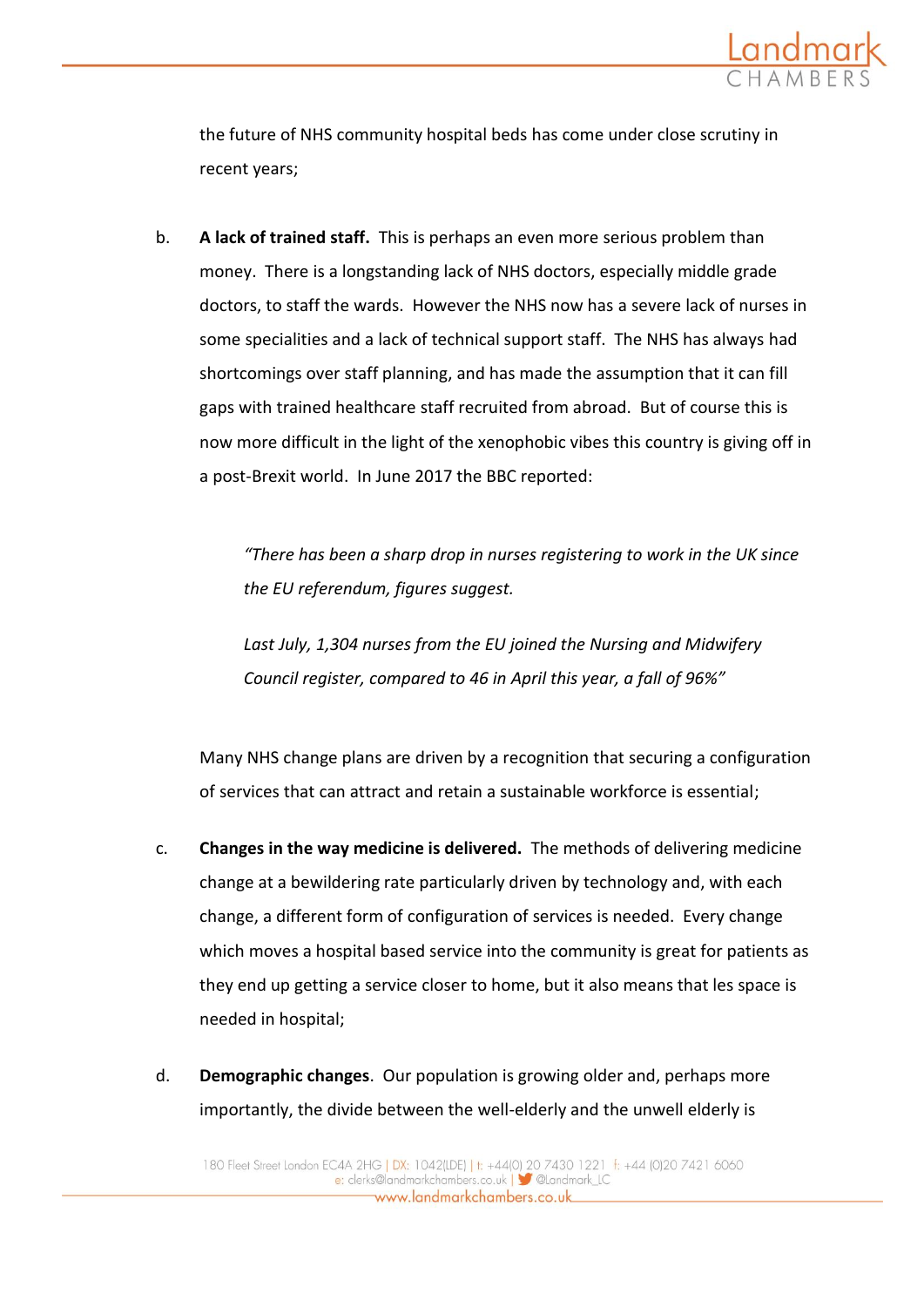the future of NHS community hospital beds has come under close scrutiny in recent years;

b. **A lack of trained staff.** This is perhaps an even more serious problem than money. There is a longstanding lack of NHS doctors, especially middle grade doctors, to staff the wards. However the NHS now has a severe lack of nurses in some specialities and a lack of technical support staff. The NHS has always had shortcomings over staff planning, and has made the assumption that it can fill gaps with trained healthcare staff recruited from abroad. But of course this is now more difficult in the light of the xenophobic vibes this country is giving off in a post-Brexit world. In June 2017 the BBC reported:

> *"There has been a sharp drop in nurses registering to work in the UK since the EU referendum, figures suggest.*
>
> *Last July, 1,304 nurses from the EU joined the Nursing and Midwifery Council register, compared to 46 in April this year, a fall of 96%"*

Many NHS change plans are driven by a recognition that securing a configuration of services that can attract and retain a sustainable workforce is essential;

c. **Changes in the way medicine is delivered.** The methods of delivering medicine change at a bewildering rate particularly driven by technology and, with each change, a different form of configuration of services is needed. Every change which moves a hospital based service into the community is great for patients as they end up getting a service closer to home, but it also means that les space is needed in hospital;

d. **Demographic changes**. Our population is growing older and, perhaps more importantly, the divide between the well-elderly and the unwell elderly is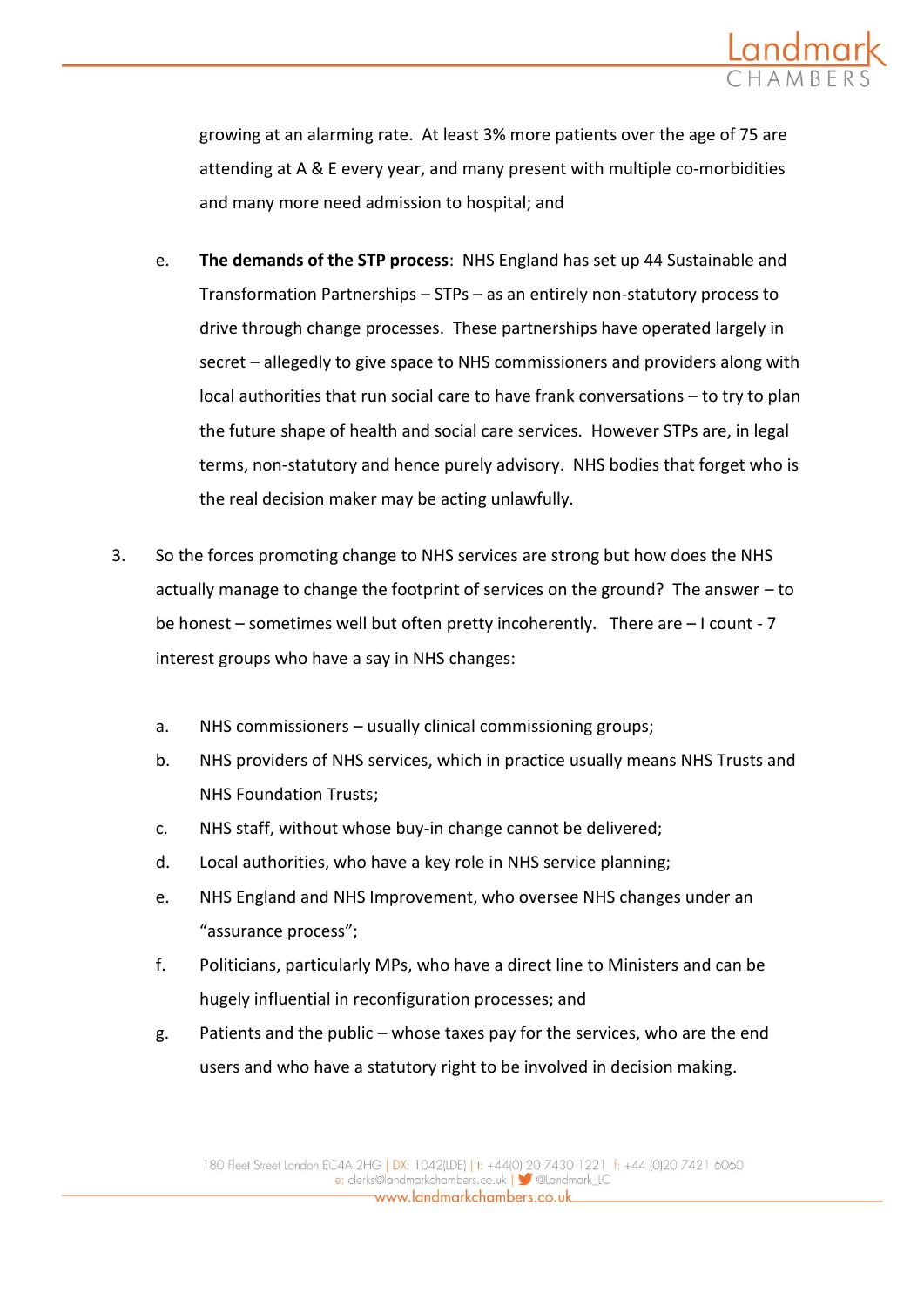growing at an alarming rate. At least 3% more patients over the age of 75 are attending at A & E every year, and many present with multiple co-morbidities and many more need admission to hospital; and

e. **The demands of the STP process**: NHS England has set up 44 Sustainable and Transformation Partnerships – STPs – as an entirely non-statutory process to drive through change processes. These partnerships have operated largely in secret – allegedly to give space to NHS commissioners and providers along with local authorities that run social care to have frank conversations – to try to plan the future shape of health and social care services. However STPs are, in legal terms, non-statutory and hence purely advisory. NHS bodies that forget who is the real decision maker may be acting unlawfully.

3. So the forces promoting change to NHS services are strong but how does the NHS actually manage to change the footprint of services on the ground? The answer – to be honest – sometimes well but often pretty incoherently. There are – I count - 7 interest groups who have a say in NHS changes:

   a. NHS commissioners – usually clinical commissioning groups;
   b. NHS providers of NHS services, which in practice usually means NHS Trusts and NHS Foundation Trusts;
   c. NHS staff, without whose buy-in change cannot be delivered;
   d. Local authorities, who have a key role in NHS service planning;
   e. NHS England and NHS Improvement, who oversee NHS changes under an "assurance process";
   f. Politicians, particularly MPs, who have a direct line to Ministers and can be hugely influential in reconfiguration processes; and
   g. Patients and the public – whose taxes pay for the services, who are the end users and who have a statutory right to be involved in decision making.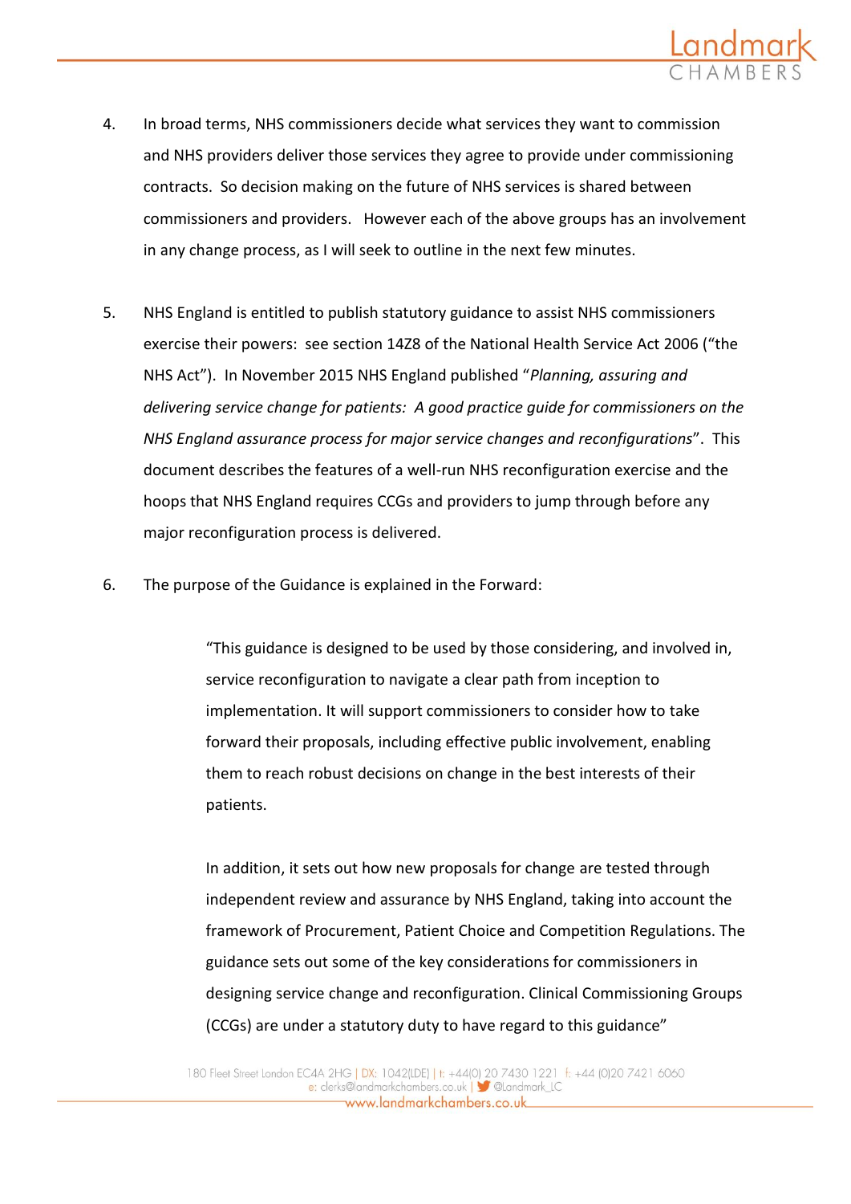4. In broad terms, NHS commissioners decide what services they want to commission and NHS providers deliver those services they agree to provide under commissioning contracts. So decision making on the future of NHS services is shared between commissioners and providers. However each of the above groups has an involvement in any change process, as I will seek to outline in the next few minutes.

5. NHS England is entitled to publish statutory guidance to assist NHS commissioners exercise their powers: see section 14Z8 of the National Health Service Act 2006 ("the NHS Act"). In November 2015 NHS England published "*Planning, assuring and delivering service change for patients: A good practice guide for commissioners on the NHS England assurance process for major service changes and reconfigurations*". This document describes the features of a well-run NHS reconfiguration exercise and the hoops that NHS England requires CCGs and providers to jump through before any major reconfiguration process is delivered.

6. The purpose of the Guidance is explained in the Forward:

> "This guidance is designed to be used by those considering, and involved in, service reconfiguration to navigate a clear path from inception to implementation. It will support commissioners to consider how to take forward their proposals, including effective public involvement, enabling them to reach robust decisions on change in the best interests of their patients.
>
> In addition, it sets out how new proposals for change are tested through independent review and assurance by NHS England, taking into account the framework of Procurement, Patient Choice and Competition Regulations. The guidance sets out some of the key considerations for commissioners in designing service change and reconfiguration. Clinical Commissioning Groups (CCGs) are under a statutory duty to have regard to this guidance"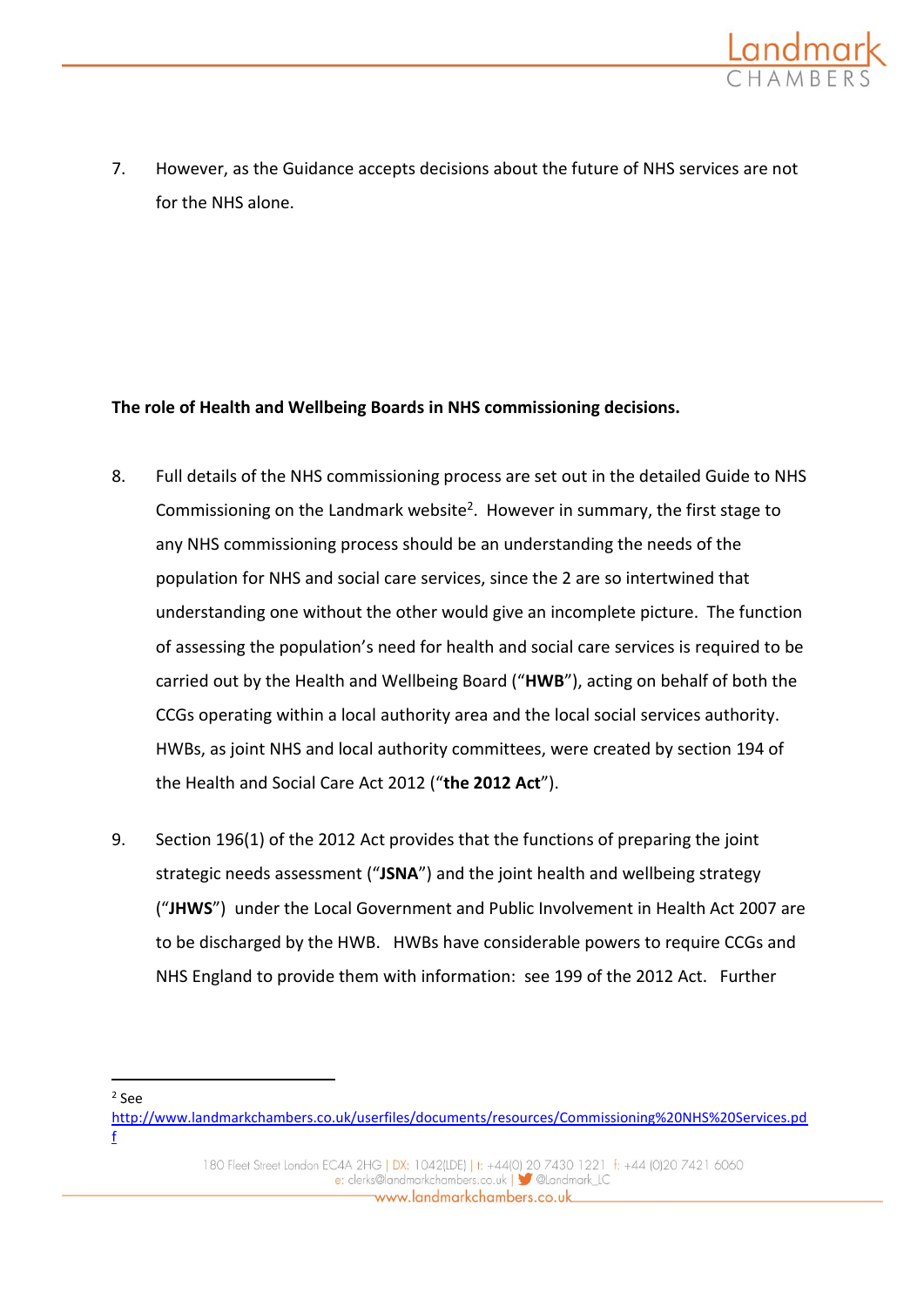7. However, as the Guidance accepts decisions about the future of NHS services are not for the NHS alone.

**The role of Health and Wellbeing Boards in NHS commissioning decisions.**

8. Full details of the NHS commissioning process are set out in the detailed Guide to NHS Commissioning on the Landmark website[2]. However in summary, the first stage to any NHS commissioning process should be an understanding the needs of the population for NHS and social care services, since the 2 are so intertwined that understanding one without the other would give an incomplete picture. The function of assessing the population's need for health and social care services is required to be carried out by the Health and Wellbeing Board ("**HWB**"), acting on behalf of both the CCGs operating within a local authority area and the local social services authority. HWBs, as joint NHS and local authority committees, were created by section 194 of the Health and Social Care Act 2012 ("**the 2012 Act**").

9. Section 196(1) of the 2012 Act provides that the functions of preparing the joint strategic needs assessment ("**JSNA**") and the joint health and wellbeing strategy ("**JHWS**") under the Local Government and Public Involvement in Health Act 2007 are to be discharged by the HWB. HWBs have considerable powers to require CCGs and NHS England to provide them with information: see 199 of the 2012 Act. Further

---

[2] See http://www.landmarkchambers.co.uk/userfiles/documents/resources/Commissioning%20NHS%20Services.pdf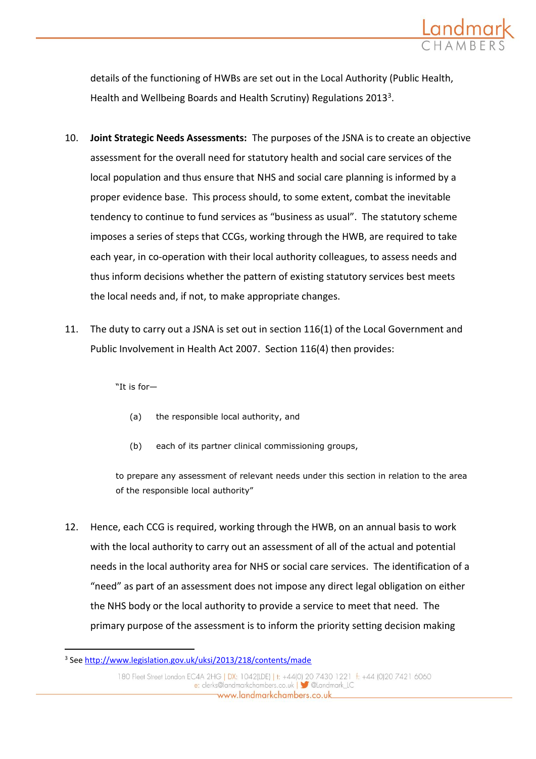details of the functioning of HWBs are set out in the Local Authority (Public Health, Health and Wellbeing Boards and Health Scrutiny) Regulations 2013[3].

10. **Joint Strategic Needs Assessments:** The purposes of the JSNA is to create an objective assessment for the overall need for statutory health and social care services of the local population and thus ensure that NHS and social care planning is informed by a proper evidence base. This process should, to some extent, combat the inevitable tendency to continue to fund services as "business as usual". The statutory scheme imposes a series of steps that CCGs, working through the HWB, are required to take each year, in co-operation with their local authority colleagues, to assess needs and thus inform decisions whether the pattern of existing statutory services best meets the local needs and, if not, to make appropriate changes.

11. The duty to carry out a JSNA is set out in section 116(1) of the Local Government and Public Involvement in Health Act 2007. Section 116(4) then provides:

> "It is for—
>
> (a) the responsible local authority, and
>
> (b) each of its partner clinical commissioning groups,
>
> to prepare any assessment of relevant needs under this section in relation to the area of the responsible local authority"

12. Hence, each CCG is required, working through the HWB, on an annual basis to work with the local authority to carry out an assessment of all of the actual and potential needs in the local authority area for NHS or social care services. The identification of a "need" as part of an assessment does not impose any direct legal obligation on either the NHS body or the local authority to provide a service to meet that need. The primary purpose of the assessment is to inform the priority setting decision making

---

[3] See http://www.legislation.gov.uk/uksi/2013/218/contents/made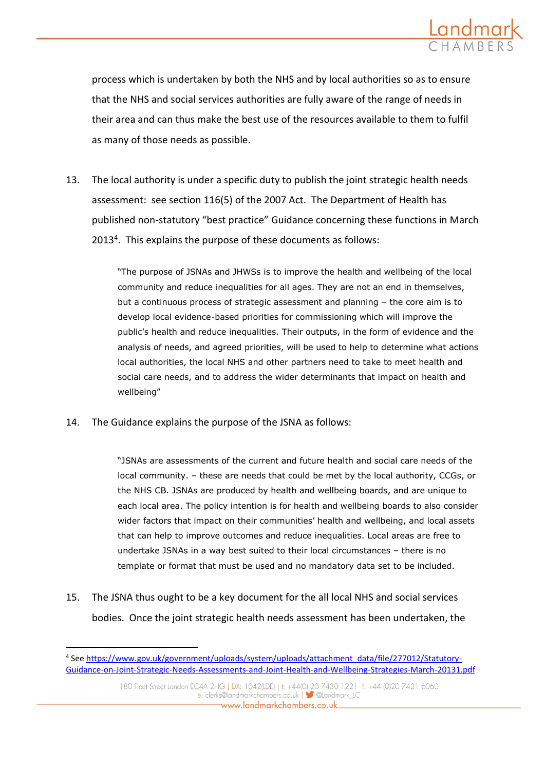process which is undertaken by both the NHS and by local authorities so as to ensure that the NHS and social services authorities are fully aware of the range of needs in their area and can thus make the best use of the resources available to them to fulfil as many of those needs as possible.

13. The local authority is under a specific duty to publish the joint strategic health needs assessment: see section 116(5) of the 2007 Act. The Department of Health has published non-statutory "best practice" Guidance concerning these functions in March 2013[4]. This explains the purpose of these documents as follows:

> "The purpose of JSNAs and JHWSs is to improve the health and wellbeing of the local community and reduce inequalities for all ages. They are not an end in themselves, but a continuous process of strategic assessment and planning – the core aim is to develop local evidence-based priorities for commissioning which will improve the public's health and reduce inequalities. Their outputs, in the form of evidence and the analysis of needs, and agreed priorities, will be used to help to determine what actions local authorities, the local NHS and other partners need to take to meet health and social care needs, and to address the wider determinants that impact on health and wellbeing"

14. The Guidance explains the purpose of the JSNA as follows:

> "JSNAs are assessments of the current and future health and social care needs of the local community. – these are needs that could be met by the local authority, CCGs, or the NHS CB. JSNAs are produced by health and wellbeing boards, and are unique to each local area. The policy intention is for health and wellbeing boards to also consider wider factors that impact on their communities' health and wellbeing, and local assets that can help to improve outcomes and reduce inequalities. Local areas are free to undertake JSNAs in a way best suited to their local circumstances – there is no template or format that must be used and no mandatory data set to be included.

15. The JSNA thus ought to be a key document for the all local NHS and social services bodies. Once the joint strategic health needs assessment has been undertaken, the

---

[4] See https://www.gov.uk/government/uploads/system/uploads/attachment_data/file/277012/Statutory-Guidance-on-Joint-Strategic-Needs-Assessments-and-Joint-Health-and-Wellbeing-Strategies-March-20131.pdf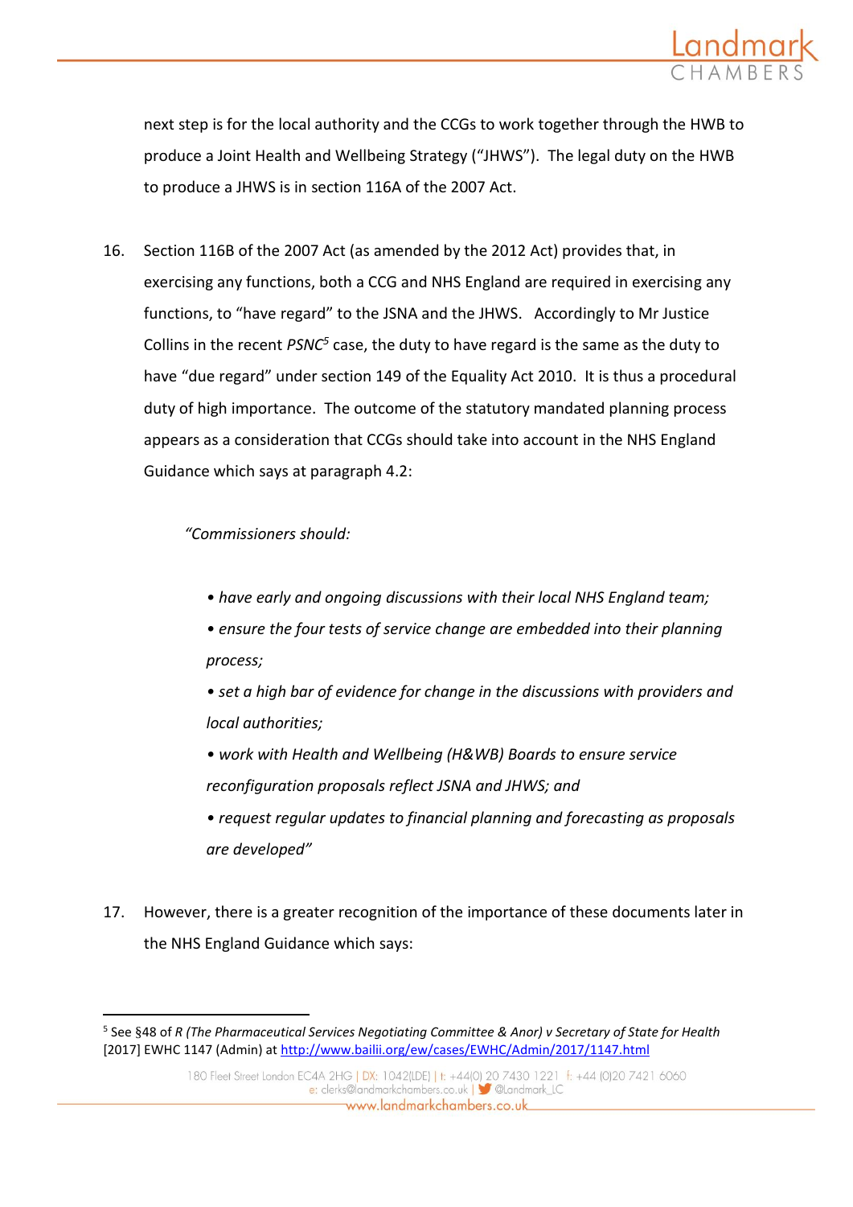next step is for the local authority and the CCGs to work together through the HWB to produce a Joint Health and Wellbeing Strategy ("JHWS"). The legal duty on the HWB to produce a JHWS is in section 116A of the 2007 Act.

16. Section 116B of the 2007 Act (as amended by the 2012 Act) provides that, in exercising any functions, both a CCG and NHS England are required in exercising any functions, to "have regard" to the JSNA and the JHWS. Accordingly to Mr Justice Collins in the recent *PSNC*[5] case, the duty to have regard is the same as the duty to have "due regard" under section 149 of the Equality Act 2010. It is thus a procedural duty of high importance. The outcome of the statutory mandated planning process appears as a consideration that CCGs should take into account in the NHS England Guidance which says at paragraph 4.2:

> *"Commissioners should:*
>
> - *have early and ongoing discussions with their local NHS England team;*
> - *ensure the four tests of service change are embedded into their planning process;*
> - *set a high bar of evidence for change in the discussions with providers and local authorities;*
> - *work with Health and Wellbeing (H&WB) Boards to ensure service reconfiguration proposals reflect JSNA and JHWS; and*
> - *request regular updates to financial planning and forecasting as proposals are developed"*

17. However, there is a greater recognition of the importance of these documents later in the NHS England Guidance which says:

---

[5] See §48 of *R (The Pharmaceutical Services Negotiating Committee & Anor) v Secretary of State for Health* [2017] EWHC 1147 (Admin) at http://www.bailii.org/ew/cases/EWHC/Admin/2017/1147.html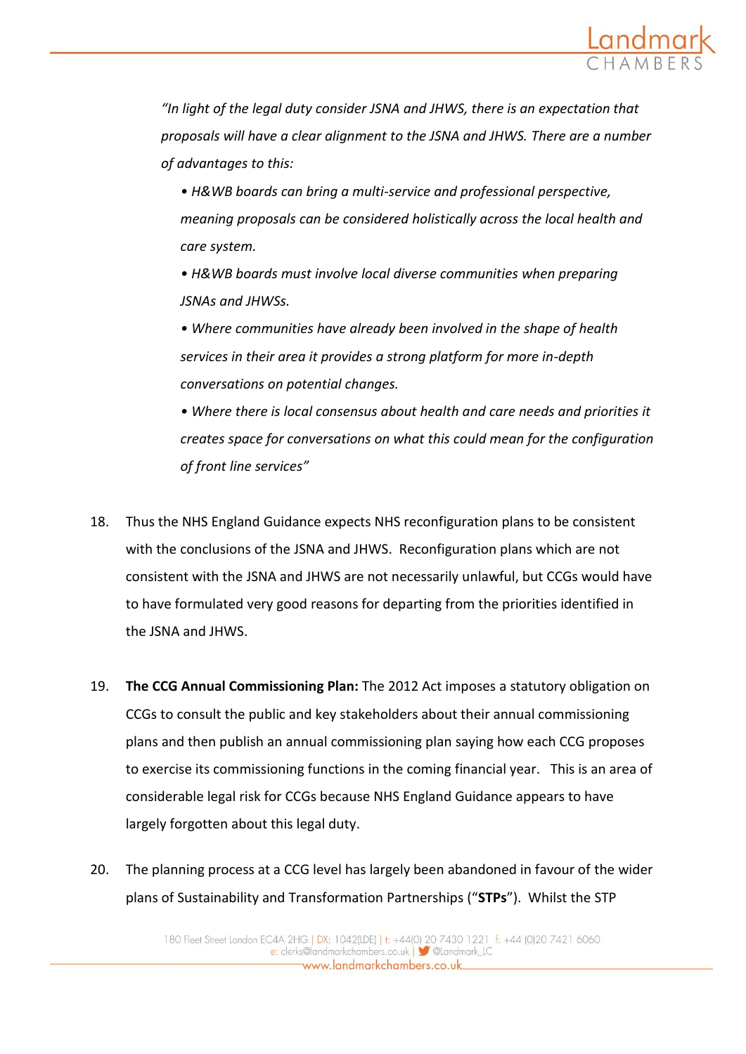*"In light of the legal duty consider JSNA and JHWS, there is an expectation that proposals will have a clear alignment to the JSNA and JHWS. There are a number of advantages to this:*

> • *H&WB boards can bring a multi-service and professional perspective, meaning proposals can be considered holistically across the local health and care system.*
>
> • *H&WB boards must involve local diverse communities when preparing JSNAs and JHWSs.*
>
> • *Where communities have already been involved in the shape of health services in their area it provides a strong platform for more in-depth conversations on potential changes.*
>
> • *Where there is local consensus about health and care needs and priorities it creates space for conversations on what this could mean for the configuration of front line services"*

18. Thus the NHS England Guidance expects NHS reconfiguration plans to be consistent with the conclusions of the JSNA and JHWS. Reconfiguration plans which are not consistent with the JSNA and JHWS are not necessarily unlawful, but CCGs would have to have formulated very good reasons for departing from the priorities identified in the JSNA and JHWS.

19. **The CCG Annual Commissioning Plan:** The 2012 Act imposes a statutory obligation on CCGs to consult the public and key stakeholders about their annual commissioning plans and then publish an annual commissioning plan saying how each CCG proposes to exercise its commissioning functions in the coming financial year. This is an area of considerable legal risk for CCGs because NHS England Guidance appears to have largely forgotten about this legal duty.

20. The planning process at a CCG level has largely been abandoned in favour of the wider plans of Sustainability and Transformation Partnerships ("**STPs**"). Whilst the STP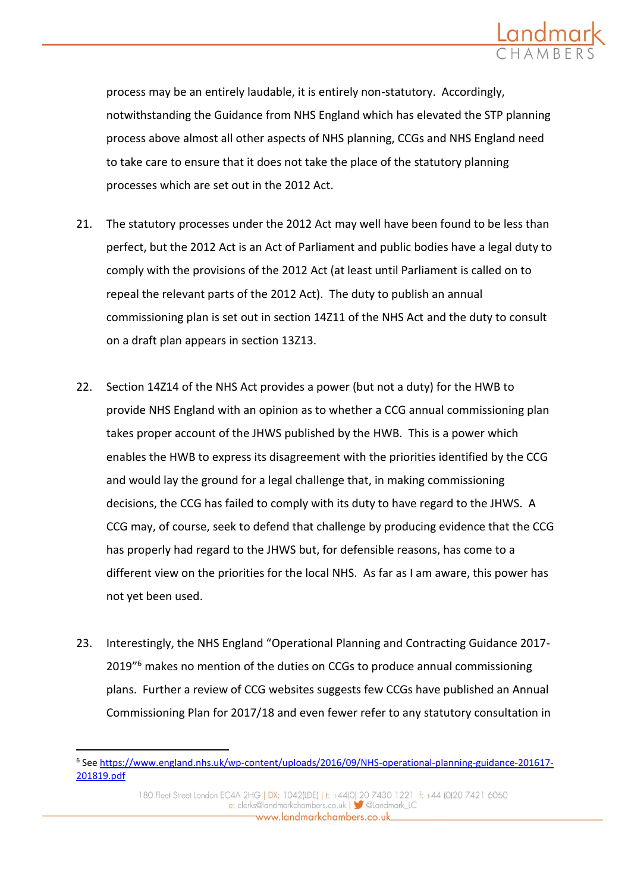process may be an entirely laudable, it is entirely non-statutory. Accordingly, notwithstanding the Guidance from NHS England which has elevated the STP planning process above almost all other aspects of NHS planning, CCGs and NHS England need to take care to ensure that it does not take the place of the statutory planning processes which are set out in the 2012 Act.

21. The statutory processes under the 2012 Act may well have been found to be less than perfect, but the 2012 Act is an Act of Parliament and public bodies have a legal duty to comply with the provisions of the 2012 Act (at least until Parliament is called on to repeal the relevant parts of the 2012 Act). The duty to publish an annual commissioning plan is set out in section 14Z11 of the NHS Act and the duty to consult on a draft plan appears in section 13Z13.

22. Section 14Z14 of the NHS Act provides a power (but not a duty) for the HWB to provide NHS England with an opinion as to whether a CCG annual commissioning plan takes proper account of the JHWS published by the HWB. This is a power which enables the HWB to express its disagreement with the priorities identified by the CCG and would lay the ground for a legal challenge that, in making commissioning decisions, the CCG has failed to comply with its duty to have regard to the JHWS. A CCG may, of course, seek to defend that challenge by producing evidence that the CCG has properly had regard to the JHWS but, for defensible reasons, has come to a different view on the priorities for the local NHS. As far as I am aware, this power has not yet been used.

23. Interestingly, the NHS England "Operational Planning and Contracting Guidance 2017-2019"[6] makes no mention of the duties on CCGs to produce annual commissioning plans. Further a review of CCG websites suggests few CCGs have published an Annual Commissioning Plan for 2017/18 and even fewer refer to any statutory consultation in

[6] See https://www.england.nhs.uk/wp-content/uploads/2016/09/NHS-operational-planning-guidance-201617-201819.pdf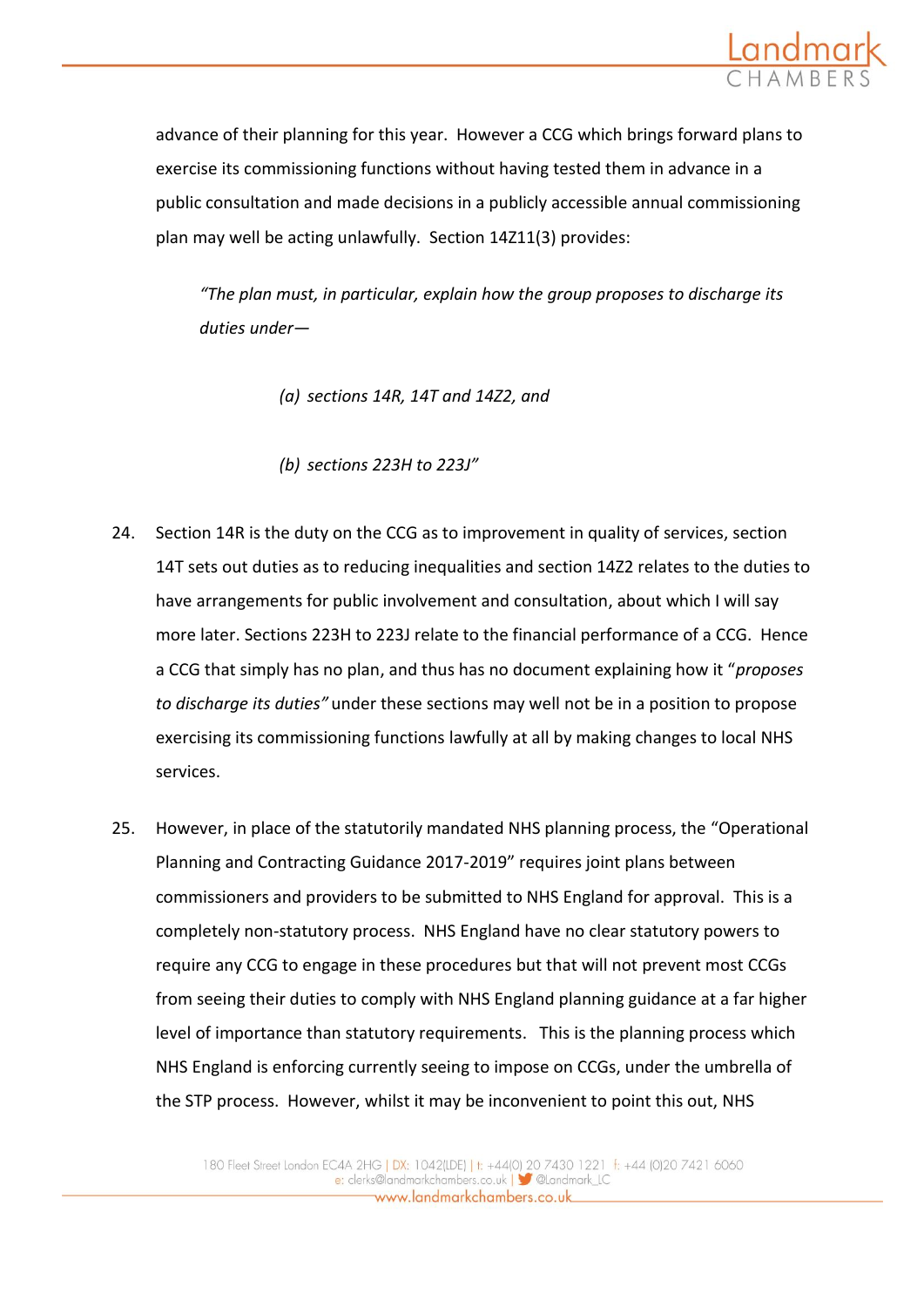advance of their planning for this year. However a CCG which brings forward plans to exercise its commissioning functions without having tested them in advance in a public consultation and made decisions in a publicly accessible annual commissioning plan may well be acting unlawfully. Section 14Z11(3) provides:

> *"The plan must, in particular, explain how the group proposes to discharge its duties under—*
>
> *(a) sections 14R, 14T and 14Z2, and*
>
> *(b) sections 223H to 223J"*

24. Section 14R is the duty on the CCG as to improvement in quality of services, section 14T sets out duties as to reducing inequalities and section 14Z2 relates to the duties to have arrangements for public involvement and consultation, about which I will say more later. Sections 223H to 223J relate to the financial performance of a CCG. Hence a CCG that simply has no plan, and thus has no document explaining how it "*proposes to discharge its duties"* under these sections may well not be in a position to propose exercising its commissioning functions lawfully at all by making changes to local NHS services.

25. However, in place of the statutorily mandated NHS planning process, the "Operational Planning and Contracting Guidance 2017-2019" requires joint plans between commissioners and providers to be submitted to NHS England for approval. This is a completely non-statutory process. NHS England have no clear statutory powers to require any CCG to engage in these procedures but that will not prevent most CCGs from seeing their duties to comply with NHS England planning guidance at a far higher level of importance than statutory requirements. This is the planning process which NHS England is enforcing currently seeing to impose on CCGs, under the umbrella of the STP process. However, whilst it may be inconvenient to point this out, NHS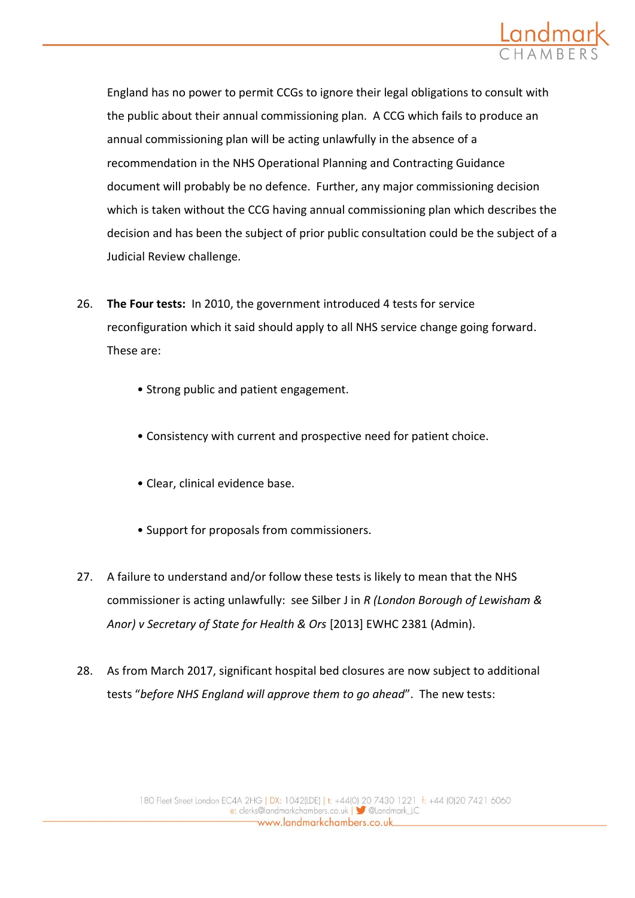England has no power to permit CCGs to ignore their legal obligations to consult with the public about their annual commissioning plan. A CCG which fails to produce an annual commissioning plan will be acting unlawfully in the absence of a recommendation in the NHS Operational Planning and Contracting Guidance document will probably be no defence. Further, any major commissioning decision which is taken without the CCG having annual commissioning plan which describes the decision and has been the subject of prior public consultation could be the subject of a Judicial Review challenge.

26. **The Four tests:** In 2010, the government introduced 4 tests for service reconfiguration which it said should apply to all NHS service change going forward. These are:

    - Strong public and patient engagement.
    - Consistency with current and prospective need for patient choice.
    - Clear, clinical evidence base.
    - Support for proposals from commissioners.

27. A failure to understand and/or follow these tests is likely to mean that the NHS commissioner is acting unlawfully: see Silber J in *R (London Borough of Lewisham & Anor) v Secretary of State for Health & Ors* [2013] EWHC 2381 (Admin).

28. As from March 2017, significant hospital bed closures are now subject to additional tests "*before NHS England will approve them to go ahead*". The new tests: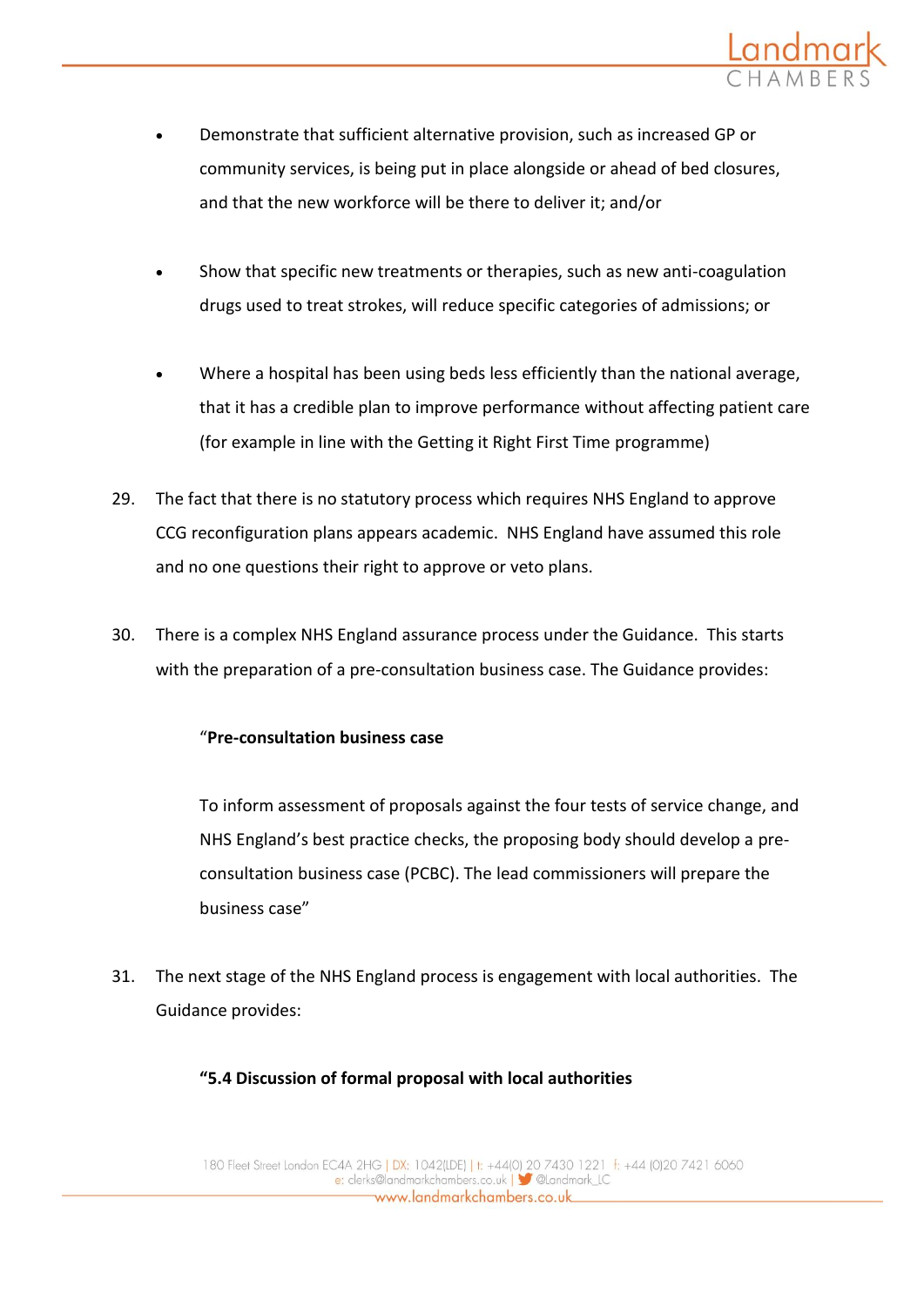- Demonstrate that sufficient alternative provision, such as increased GP or community services, is being put in place alongside or ahead of bed closures, and that the new workforce will be there to deliver it; and/or

- Show that specific new treatments or therapies, such as new anti-coagulation drugs used to treat strokes, will reduce specific categories of admissions; or

- Where a hospital has been using beds less efficiently than the national average, that it has a credible plan to improve performance without affecting patient care (for example in line with the Getting it Right First Time programme)

29. The fact that there is no statutory process which requires NHS England to approve CCG reconfiguration plans appears academic. NHS England have assumed this role and no one questions their right to approve or veto plans.

30. There is a complex NHS England assurance process under the Guidance. This starts with the preparation of a pre-consultation business case. The Guidance provides:

> "**Pre-consultation business case**
>
> To inform assessment of proposals against the four tests of service change, and NHS England's best practice checks, the proposing body should develop a pre-consultation business case (PCBC). The lead commissioners will prepare the business case"

31. The next stage of the NHS England process is engagement with local authorities. The Guidance provides:

> **"5.4 Discussion of formal proposal with local authorities**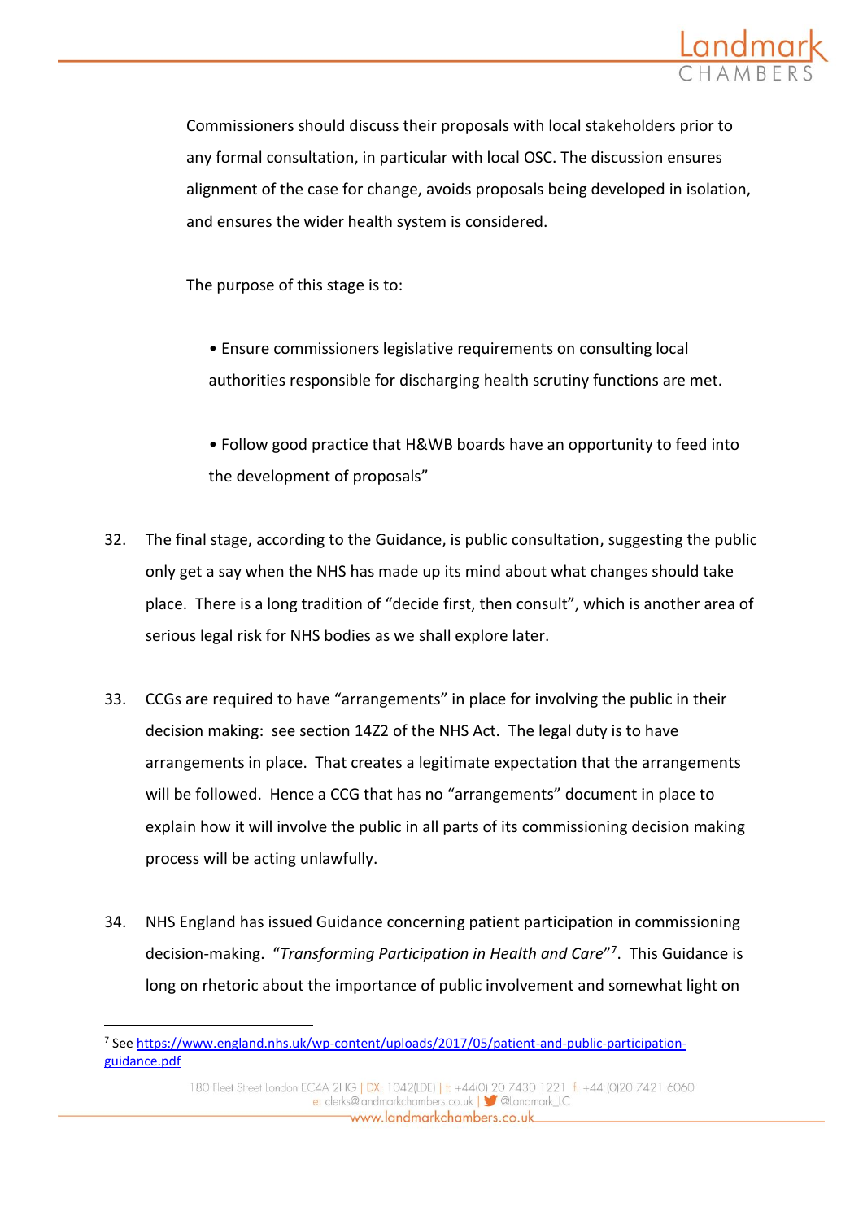Commissioners should discuss their proposals with local stakeholders prior to any formal consultation, in particular with local OSC. The discussion ensures alignment of the case for change, avoids proposals being developed in isolation, and ensures the wider health system is considered.

The purpose of this stage is to:

- Ensure commissioners legislative requirements on consulting local authorities responsible for discharging health scrutiny functions are met.

- Follow good practice that H&WB boards have an opportunity to feed into the development of proposals"

32. The final stage, according to the Guidance, is public consultation, suggesting the public only get a say when the NHS has made up its mind about what changes should take place. There is a long tradition of "decide first, then consult", which is another area of serious legal risk for NHS bodies as we shall explore later.

33. CCGs are required to have "arrangements" in place for involving the public in their decision making: see section 14Z2 of the NHS Act. The legal duty is to have arrangements in place. That creates a legitimate expectation that the arrangements will be followed. Hence a CCG that has no "arrangements" document in place to explain how it will involve the public in all parts of its commissioning decision making process will be acting unlawfully.

34. NHS England has issued Guidance concerning patient participation in commissioning decision-making. "*Transforming Participation in Health and Care*"[7]. This Guidance is long on rhetoric about the importance of public involvement and somewhat light on

---

[7] See https://www.england.nhs.uk/wp-content/uploads/2017/05/patient-and-public-participation-guidance.pdf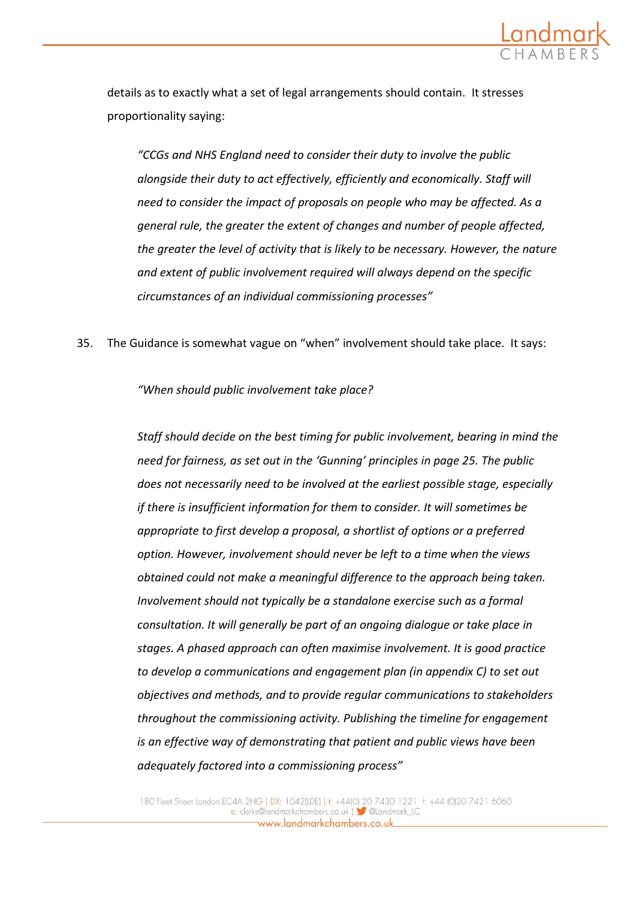details as to exactly what a set of legal arrangements should contain. It stresses proportionality saying:

> *"CCGs and NHS England need to consider their duty to involve the public alongside their duty to act effectively, efficiently and economically. Staff will need to consider the impact of proposals on people who may be affected. As a general rule, the greater the extent of changes and number of people affected, the greater the level of activity that is likely to be necessary. However, the nature and extent of public involvement required will always depend on the specific circumstances of an individual commissioning processes"*

35. The Guidance is somewhat vague on "when" involvement should take place. It says:

> *"When should public involvement take place?*
>
> *Staff should decide on the best timing for public involvement, bearing in mind the need for fairness, as set out in the 'Gunning' principles in page 25. The public does not necessarily need to be involved at the earliest possible stage, especially if there is insufficient information for them to consider. It will sometimes be appropriate to first develop a proposal, a shortlist of options or a preferred option. However, involvement should never be left to a time when the views obtained could not make a meaningful difference to the approach being taken. Involvement should not typically be a standalone exercise such as a formal consultation. It will generally be part of an ongoing dialogue or take place in stages. A phased approach can often maximise involvement. It is good practice to develop a communications and engagement plan (in appendix C) to set out objectives and methods, and to provide regular communications to stakeholders throughout the commissioning activity. Publishing the timeline for engagement is an effective way of demonstrating that patient and public views have been adequately factored into a commissioning process"*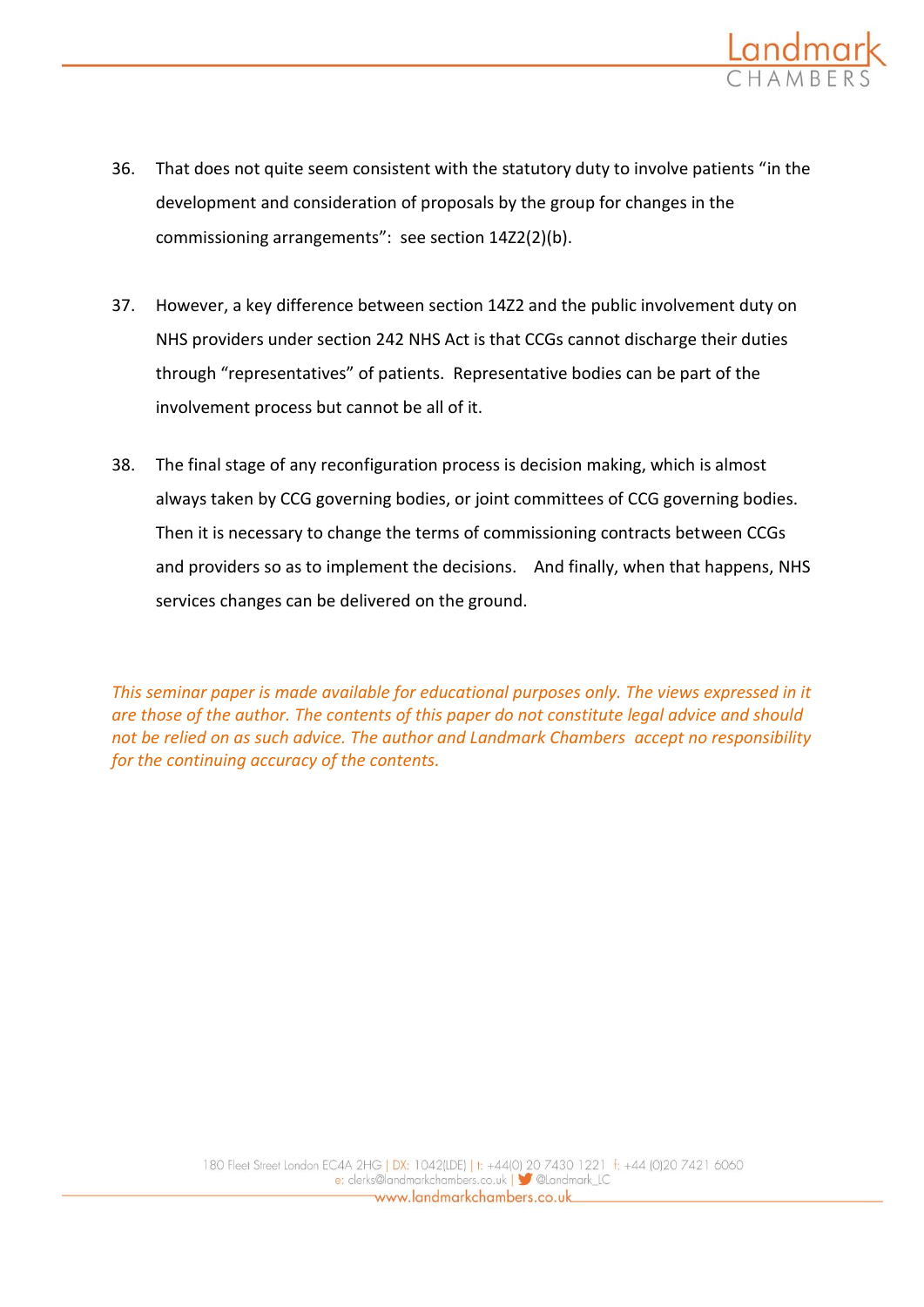36. That does not quite seem consistent with the statutory duty to involve patients "in the development and consideration of proposals by the group for changes in the commissioning arrangements": see section 14Z2(2)(b).

37. However, a key difference between section 14Z2 and the public involvement duty on NHS providers under section 242 NHS Act is that CCGs cannot discharge their duties through "representatives" of patients. Representative bodies can be part of the involvement process but cannot be all of it.

38. The final stage of any reconfiguration process is decision making, which is almost always taken by CCG governing bodies, or joint committees of CCG governing bodies. Then it is necessary to change the terms of commissioning contracts between CCGs and providers so as to implement the decisions. And finally, when that happens, NHS services changes can be delivered on the ground.

*This seminar paper is made available for educational purposes only. The views expressed in it are those of the author. The contents of this paper do not constitute legal advice and should not be relied on as such advice. The author and Landmark Chambers accept no responsibility for the continuing accuracy of the contents.*